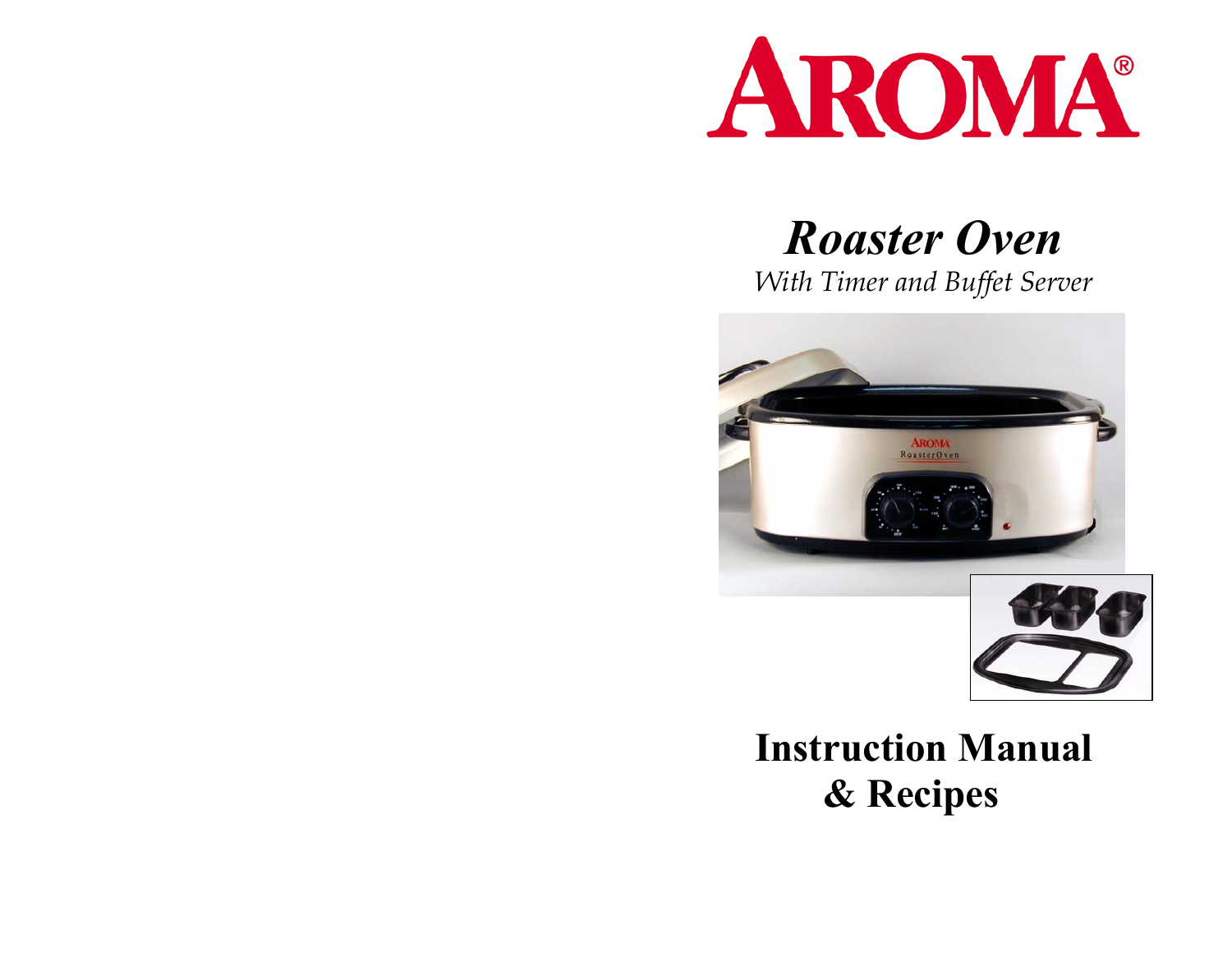# AROMA®

## *Roaster Oven*

*With Timer and Buffet Server*

# Instruction Manual & Recipes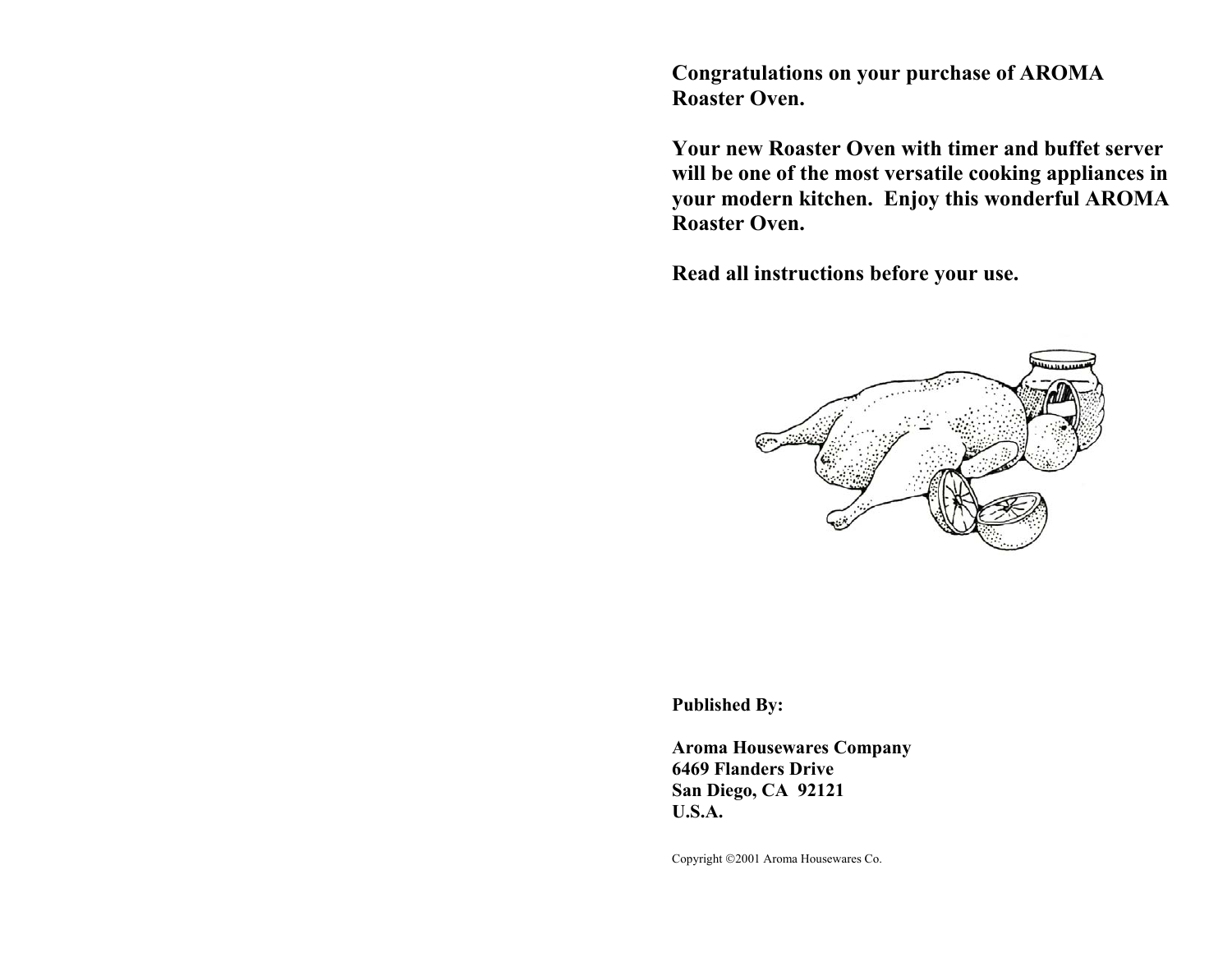**Congratulations on your purchase of AROMA Roaster Oven.**

**Your new Roaster Oven with timer and buffet server will be one of the most versatile cooking appliances in your modern kitchen. Enjoy this wonderful AROMA Roaster Oven.**

**Read all instructions before your use.**

**Published By:**

**Aroma Housewares Company**
**6469 Flanders Drive**
**San Diego, CA 92121**
**U.S.A.**

Copyright ©2001 Aroma Housewares Co.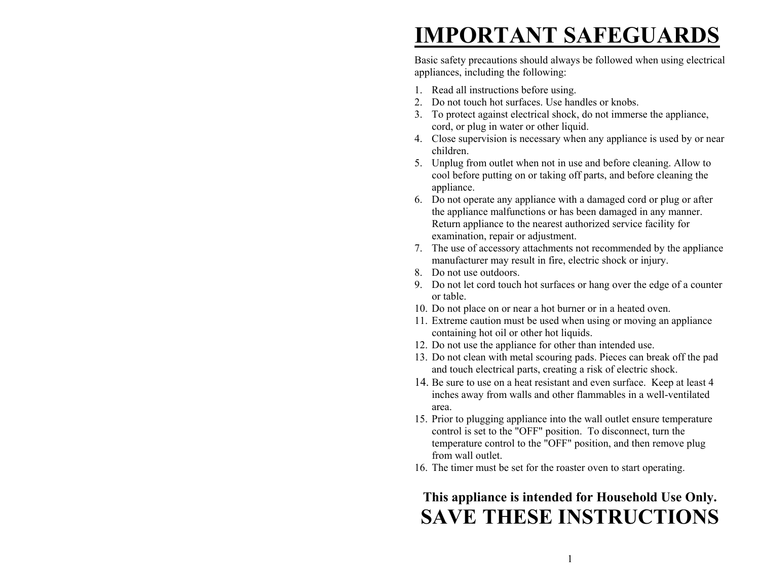# IMPORTANT SAFEGUARDS

Basic safety precautions should always be followed when using electrical appliances, including the following:

1. Read all instructions before using.
2. Do not touch hot surfaces. Use handles or knobs.
3. To protect against electrical shock, do not immerse the appliance, cord, or plug in water or other liquid.
4. Close supervision is necessary when any appliance is used by or near children.
5. Unplug from outlet when not in use and before cleaning. Allow to cool before putting on or taking off parts, and before cleaning the appliance.
6. Do not operate any appliance with a damaged cord or plug or after the appliance malfunctions or has been damaged in any manner. Return appliance to the nearest authorized service facility for examination, repair or adjustment.
7. The use of accessory attachments not recommended by the appliance manufacturer may result in fire, electric shock or injury.
8. Do not use outdoors.
9. Do not let cord touch hot surfaces or hang over the edge of a counter or table.
10. Do not place on or near a hot burner or in a heated oven.
11. Extreme caution must be used when using or moving an appliance containing hot oil or other hot liquids.
12. Do not use the appliance for other than intended use.
13. Do not clean with metal scouring pads. Pieces can break off the pad and touch electrical parts, creating a risk of electric shock.
14. Be sure to use on a heat resistant and even surface. Keep at least 4 inches away from walls and other flammables in a well-ventilated area.
15. Prior to plugging appliance into the wall outlet ensure temperature control is set to the "OFF" position. To disconnect, turn the temperature control to the "OFF" position, and then remove plug from wall outlet.
16. The timer must be set for the roaster oven to start operating.

**This appliance is intended for Household Use Only.**

**SAVE THESE INSTRUCTIONS**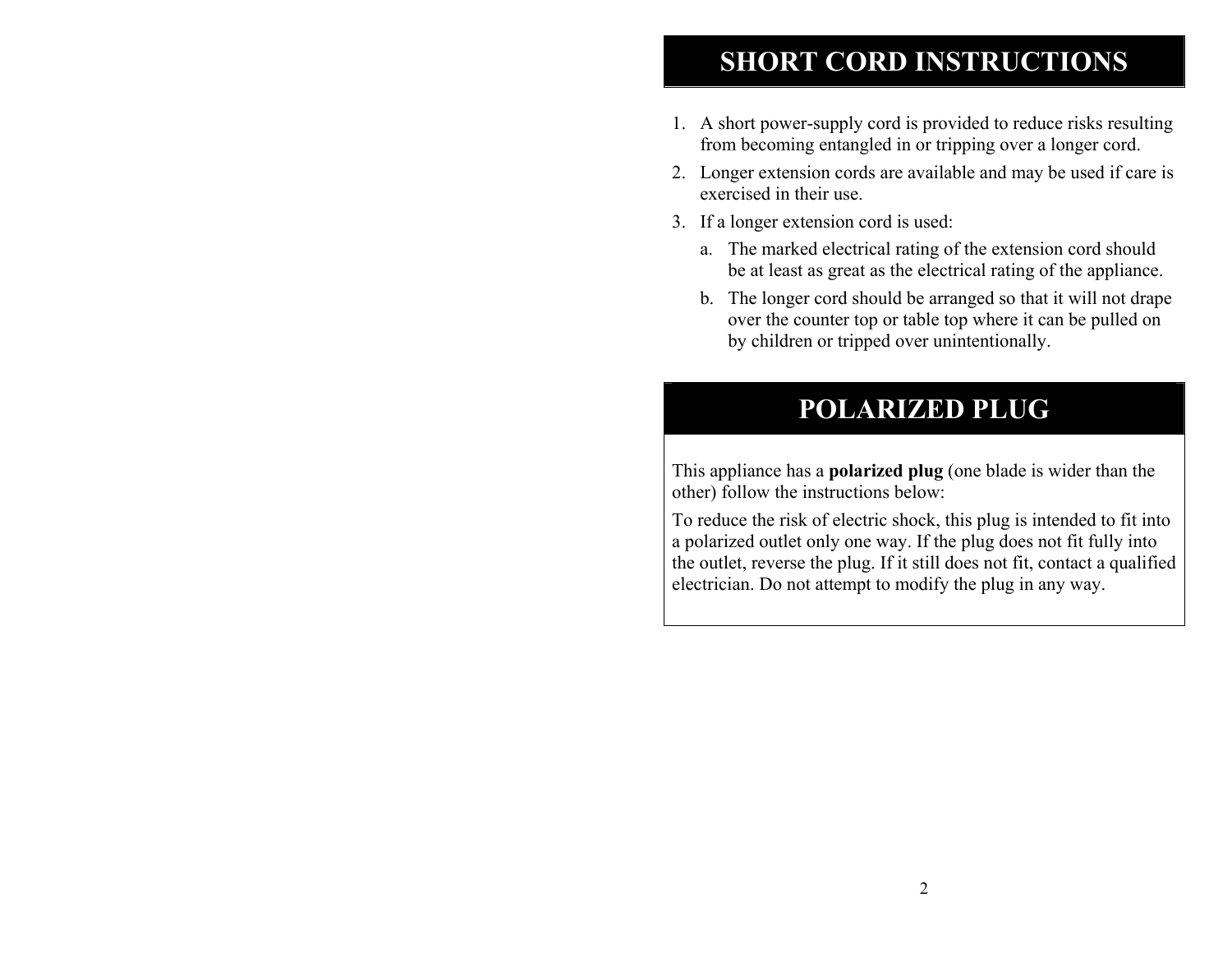# SHORT CORD INSTRUCTIONS

1. A short power-supply cord is provided to reduce risks resulting from becoming entangled in or tripping over a longer cord.
2. Longer extension cords are available and may be used if care is exercised in their use.
3. If a longer extension cord is used:
   a. The marked electrical rating of the extension cord should be at least as great as the electrical rating of the appliance.
   b. The longer cord should be arranged so that it will not drape over the counter top or table top where it can be pulled on by children or tripped over unintentionally.

# POLARIZED PLUG

This appliance has a **polarized plug** (one blade is wider than the other) follow the instructions below:

To reduce the risk of electric shock, this plug is intended to fit into a polarized outlet only one way. If the plug does not fit fully into the outlet, reverse the plug. If it still does not fit, contact a qualified electrician. Do not attempt to modify the plug in any way.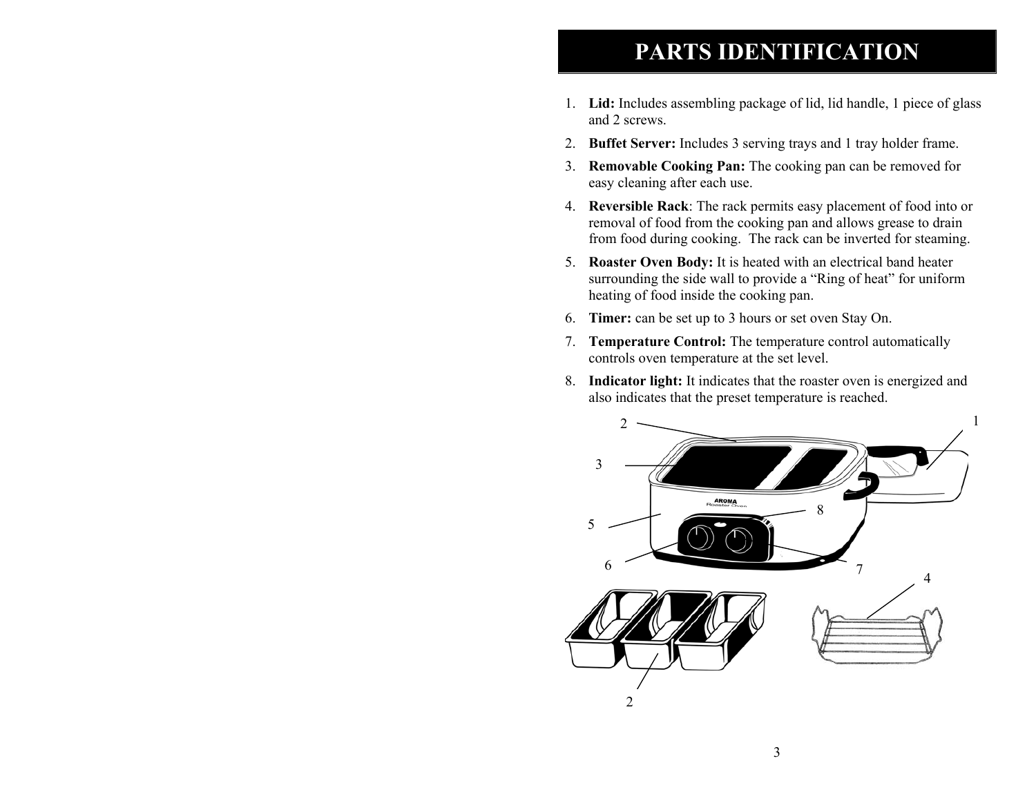# PARTS IDENTIFICATION

1. **Lid:** Includes assembling package of lid, lid handle, 1 piece of glass and 2 screws.
2. **Buffet Server:** Includes 3 serving trays and 1 tray holder frame.
3. **Removable Cooking Pan:** The cooking pan can be removed for easy cleaning after each use.
4. **Reversible Rack**: The rack permits easy placement of food into or removal of food from the cooking pan and allows grease to drain from food during cooking. The rack can be inverted for steaming.
5. **Roaster Oven Body:** It is heated with an electrical band heater surrounding the side wall to provide a "Ring of heat" for uniform heating of food inside the cooking pan.
6. **Timer:** can be set up to 3 hours or set oven Stay On.
7. **Temperature Control:** The temperature control automatically controls oven temperature at the set level.
8. **Indicator light:** It indicates that the roaster oven is energized and also indicates that the preset temperature is reached.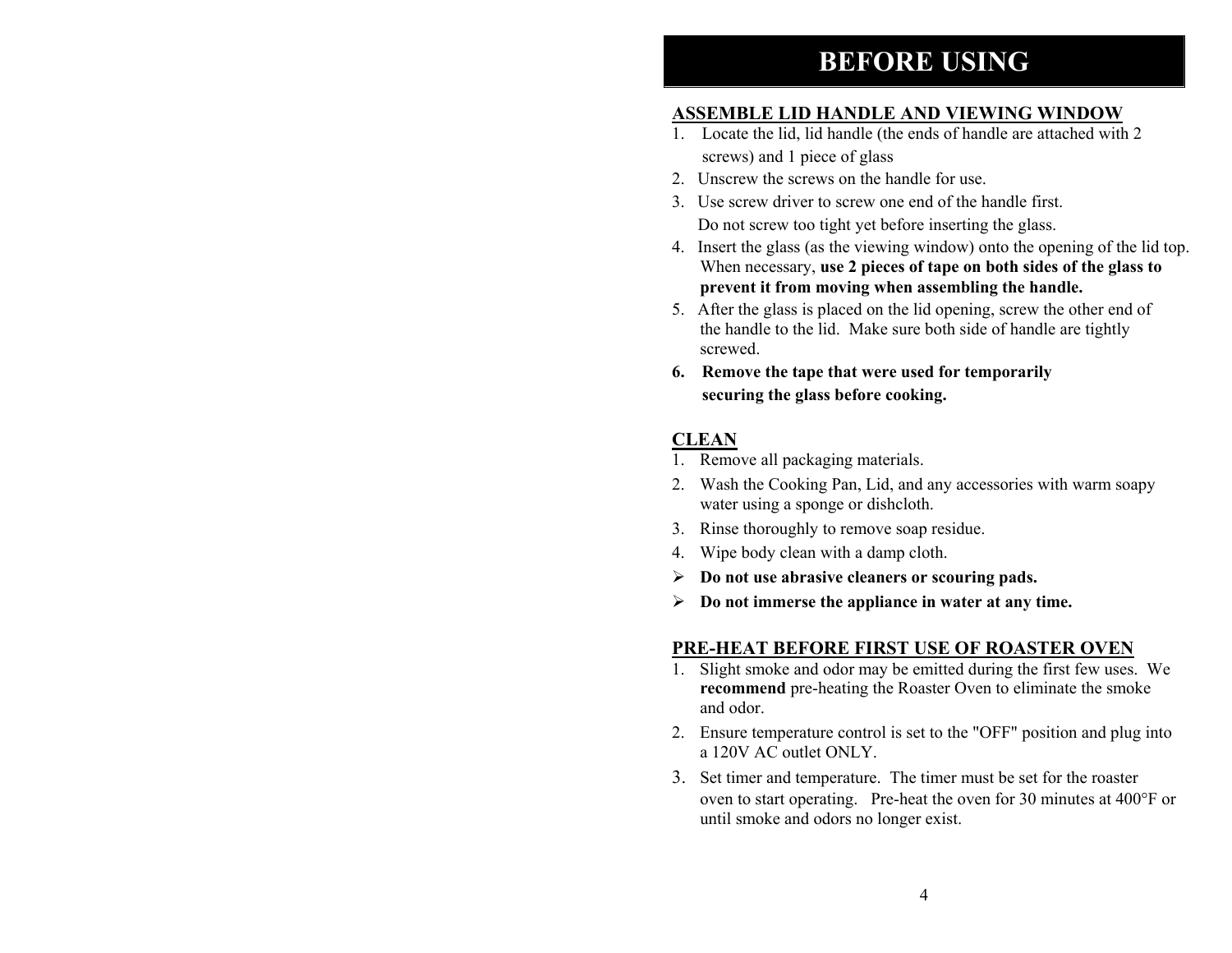# BEFORE USING

## ASSEMBLE LID HANDLE AND VIEWING WINDOW

1. Locate the lid, lid handle (the ends of handle are attached with 2 screws) and 1 piece of glass
2. Unscrew the screws on the handle for use.
3. Use screw driver to screw one end of the handle first. Do not screw too tight yet before inserting the glass.
4. Insert the glass (as the viewing window) onto the opening of the lid top. When necessary, **use 2 pieces of tape on both sides of the glass to prevent it from moving when assembling the handle.**
5. After the glass is placed on the lid opening, screw the other end of the handle to the lid. Make sure both side of handle are tightly screwed.
6. **Remove the tape that were used for temporarily securing the glass before cooking.**

## CLEAN

1. Remove all packaging materials.
2. Wash the Cooking Pan, Lid, and any accessories with warm soapy water using a sponge or dishcloth.
3. Rinse thoroughly to remove soap residue.
4. Wipe body clean with a damp cloth.

- **Do not use abrasive cleaners or scouring pads.**
- **Do not immerse the appliance in water at any time.**

## PRE-HEAT BEFORE FIRST USE OF ROASTER OVEN

1. Slight smoke and odor may be emitted during the first few uses. We **recommend** pre-heating the Roaster Oven to eliminate the smoke and odor.
2. Ensure temperature control is set to the "OFF" position and plug into a 120V AC outlet ONLY.
3. Set timer and temperature. The timer must be set for the roaster oven to start operating. Pre-heat the oven for 30 minutes at 400°F or until smoke and odors no longer exist.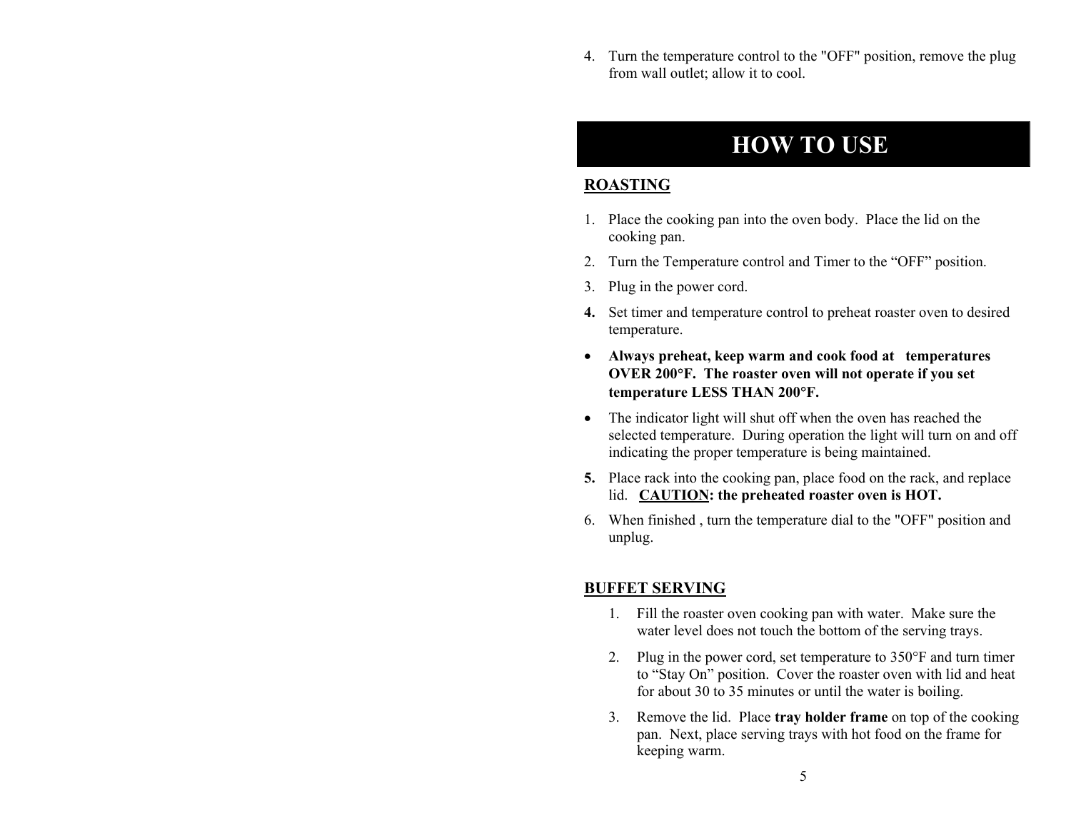4. Turn the temperature control to the "OFF" position, remove the plug from wall outlet; allow it to cool.

# HOW TO USE

## ROASTING

1. Place the cooking pan into the oven body. Place the lid on the cooking pan.
2. Turn the Temperature control and Timer to the “OFF” position.
3. Plug in the power cord.
4. Set timer and temperature control to preheat roaster oven to desired temperature.

- **Always preheat, keep warm and cook food at temperatures OVER 200°F. The roaster oven will not operate if you set temperature LESS THAN 200°F.**
- The indicator light will shut off when the oven has reached the selected temperature. During operation the light will turn on and off indicating the proper temperature is being maintained.

5. Place rack into the cooking pan, place food on the rack, and replace lid. **CAUTION: the preheated roaster oven is HOT.**
6. When finished , turn the temperature dial to the "OFF" position and unplug.

## BUFFET SERVING

1. Fill the roaster oven cooking pan with water. Make sure the water level does not touch the bottom of the serving trays.
2. Plug in the power cord, set temperature to 350°F and turn timer to “Stay On” position. Cover the roaster oven with lid and heat for about 30 to 35 minutes or until the water is boiling.
3. Remove the lid. Place **tray holder frame** on top of the cooking pan. Next, place serving trays with hot food on the frame for keeping warm.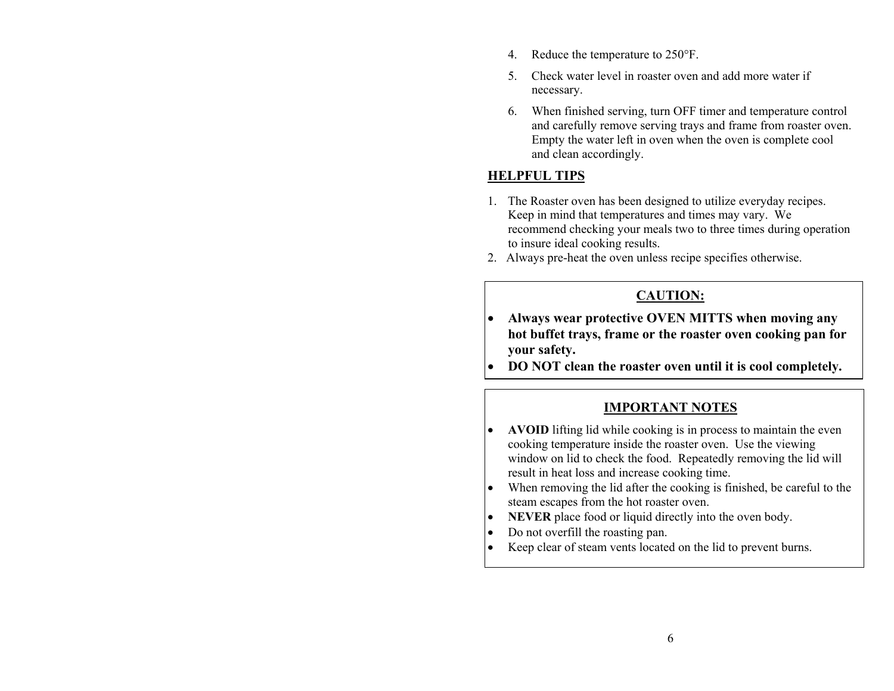4. Reduce the temperature to 250°F.
5. Check water level in roaster oven and add more water if necessary.
6. When finished serving, turn OFF timer and temperature control and carefully remove serving trays and frame from roaster oven. Empty the water left in oven when the oven is complete cool and clean accordingly.

## HELPFUL TIPS

1. The Roaster oven has been designed to utilize everyday recipes. Keep in mind that temperatures and times may vary. We recommend checking your meals two to three times during operation to insure ideal cooking results.
2. Always pre-heat the oven unless recipe specifies otherwise.

### CAUTION:

- **Always wear protective OVEN MITTS when moving any hot buffet trays, frame or the roaster oven cooking pan for your safety.**
- **DO NOT clean the roaster oven until it is cool completely.**

### IMPORTANT NOTES

- **AVOID** lifting lid while cooking is in process to maintain the even cooking temperature inside the roaster oven. Use the viewing window on lid to check the food. Repeatedly removing the lid will result in heat loss and increase cooking time.
- When removing the lid after the cooking is finished, be careful to the steam escapes from the hot roaster oven.
- **NEVER** place food or liquid directly into the oven body.
- Do not overfill the roasting pan.
- Keep clear of steam vents located on the lid to prevent burns.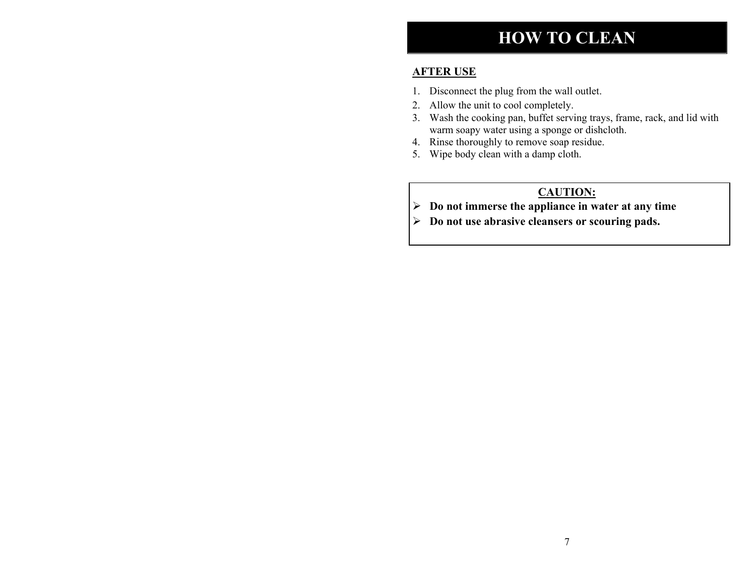# HOW TO CLEAN

**AFTER USE**

1. Disconnect the plug from the wall outlet.
2. Allow the unit to cool completely.
3. Wash the cooking pan, buffet serving trays, frame, rack, and lid with warm soapy water using a sponge or dishcloth.
4. Rinse thoroughly to remove soap residue.
5. Wipe body clean with a damp cloth.

**CAUTION:**

- **Do not immerse the appliance in water at any time**
- **Do not use abrasive cleansers or scouring pads.**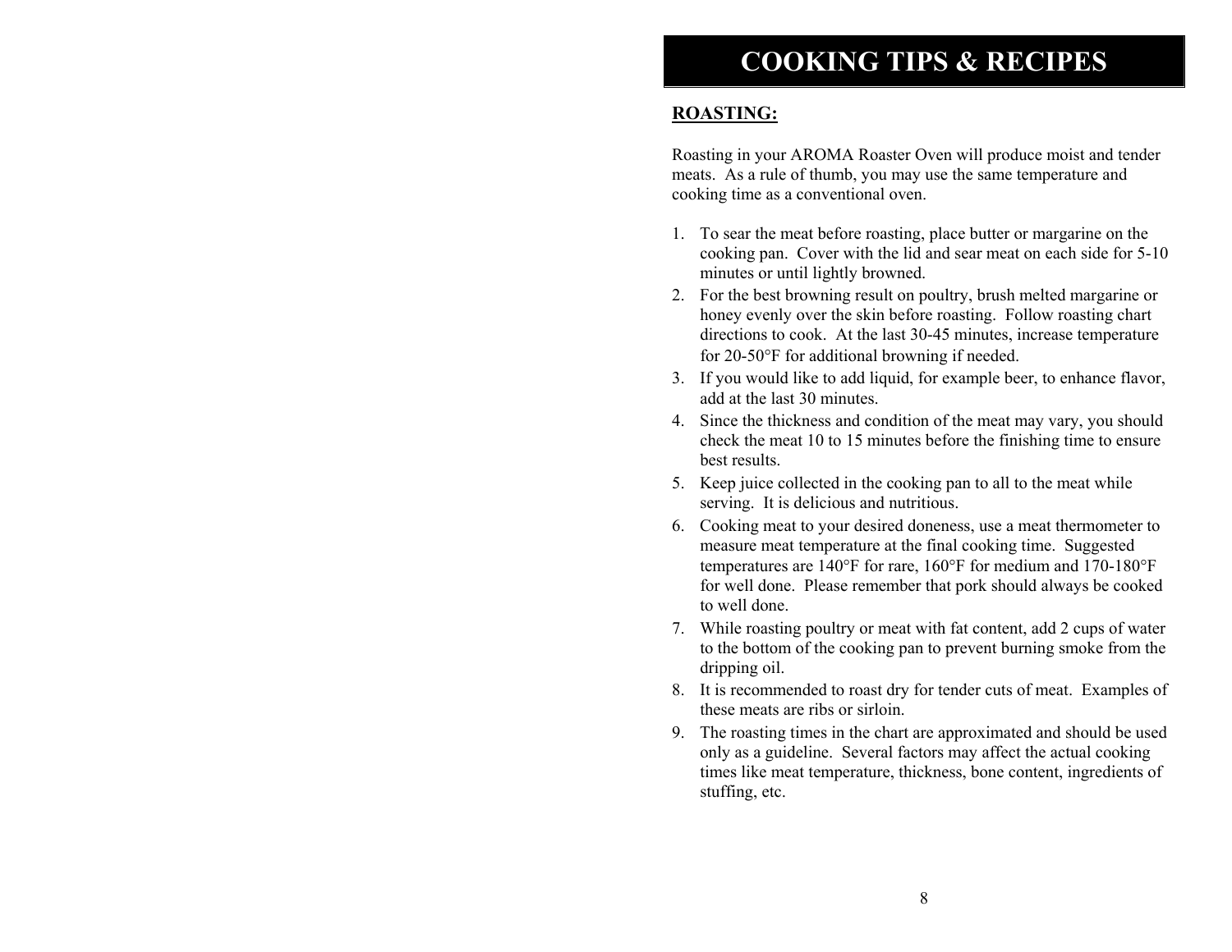# COOKING TIPS & RECIPES

## ROASTING:

Roasting in your AROMA Roaster Oven will produce moist and tender meats. As a rule of thumb, you may use the same temperature and cooking time as a conventional oven.

1. To sear the meat before roasting, place butter or margarine on the cooking pan. Cover with the lid and sear meat on each side for 5-10 minutes or until lightly browned.
2. For the best browning result on poultry, brush melted margarine or honey evenly over the skin before roasting. Follow roasting chart directions to cook. At the last 30-45 minutes, increase temperature for 20-50°F for additional browning if needed.
3. If you would like to add liquid, for example beer, to enhance flavor, add at the last 30 minutes.
4. Since the thickness and condition of the meat may vary, you should check the meat 10 to 15 minutes before the finishing time to ensure best results.
5. Keep juice collected in the cooking pan to all to the meat while serving. It is delicious and nutritious.
6. Cooking meat to your desired doneness, use a meat thermometer to measure meat temperature at the final cooking time. Suggested temperatures are 140°F for rare, 160°F for medium and 170-180°F for well done. Please remember that pork should always be cooked to well done.
7. While roasting poultry or meat with fat content, add 2 cups of water to the bottom of the cooking pan to prevent burning smoke from the dripping oil.
8. It is recommended to roast dry for tender cuts of meat. Examples of these meats are ribs or sirloin.
9. The roasting times in the chart are approximated and should be used only as a guideline. Several factors may affect the actual cooking times like meat temperature, thickness, bone content, ingredients of stuffing, etc.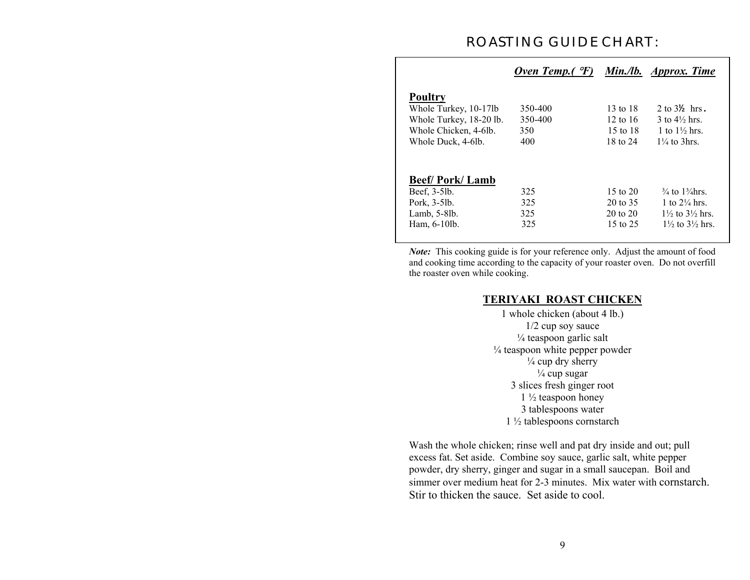## ROASTING GUIDE CHART:

| | *Oven Temp.( °F)* | *Min./lb.* | *Approx. Time* |
|---|---|---|---|
| **Poultry** | | | |
| Whole Turkey, 10-17lb | 350-400 | 13 to 18 | 2 to 3½ hrs. |
| Whole Turkey, 18-20 lb. | 350-400 | 12 to 16 | 3 to 4½ hrs. |
| Whole Chicken, 4-6lb. | 350 | 15 to 18 | 1 to 1½ hrs. |
| Whole Duck, 4-6lb. | 400 | 18 to 24 | 1¼ to 3hrs. |
| **Beef/ Pork/ Lamb** | | | |
| Beef, 3-5lb. | 325 | 15 to 20 | ¾ to 1¾hrs. |
| Pork, 3-5lb. | 325 | 20 to 35 | 1 to 2¼ hrs. |
| Lamb, 5-8lb. | 325 | 20 to 20 | 1½ to 3½ hrs. |
| Ham, 6-10lb. | 325 | 15 to 25 | 1½ to 3½ hrs. |

***Note:*** This cooking guide is for your reference only. Adjust the amount of food and cooking time according to the capacity of your roaster oven. Do not overfill the roaster oven while cooking.

### TERIYAKI ROAST CHICKEN

1 whole chicken (about 4 lb.)
1/2 cup soy sauce
¼ teaspoon garlic salt
¼ teaspoon white pepper powder
¼ cup dry sherry
¼ cup sugar
3 slices fresh ginger root
1 ½ teaspoon honey
3 tablespoons water
1 ½ tablespoons cornstarch

Wash the whole chicken; rinse well and pat dry inside and out; pull excess fat. Set aside. Combine soy sauce, garlic salt, white pepper powder, dry sherry, ginger and sugar in a small saucepan. Boil and simmer over medium heat for 2-3 minutes. Mix water with cornstarch. Stir to thicken the sauce. Set aside to cool.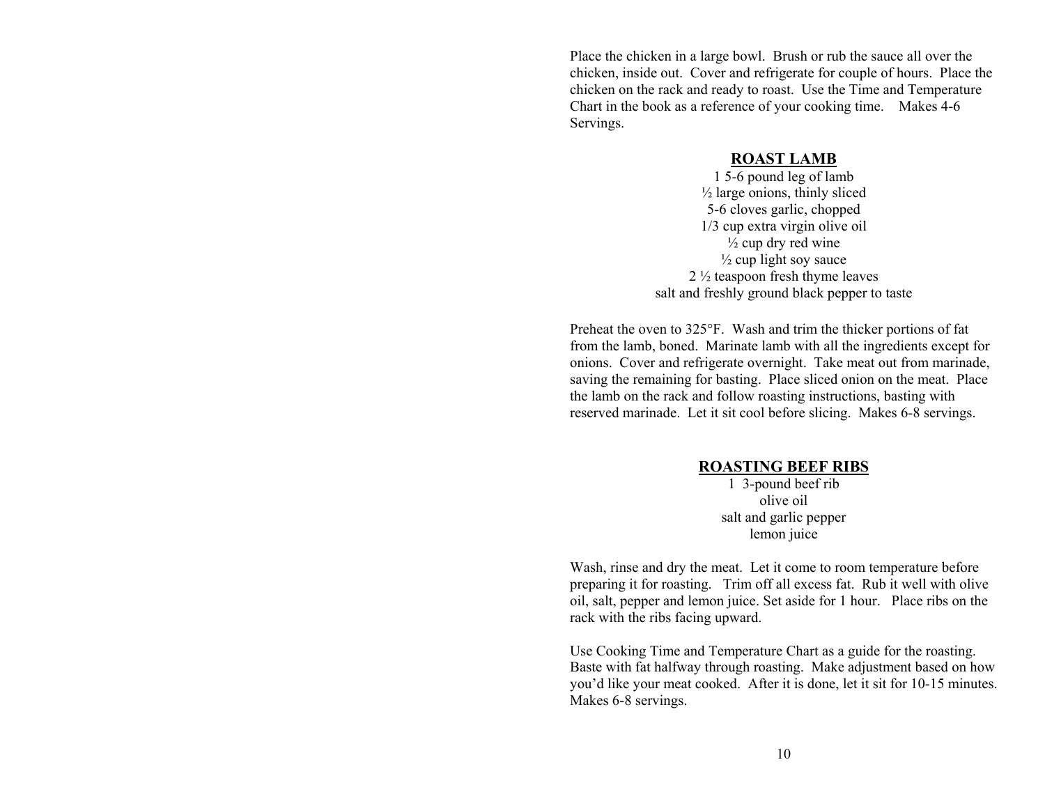Place the chicken in a large bowl. Brush or rub the sauce all over the chicken, inside out. Cover and refrigerate for couple of hours. Place the chicken on the rack and ready to roast. Use the Time and Temperature Chart in the book as a reference of your cooking time. Makes 4-6 Servings.

## ROAST LAMB

1 5-6 pound leg of lamb
½ large onions, thinly sliced
5-6 cloves garlic, chopped
1/3 cup extra virgin olive oil
½ cup dry red wine
½ cup light soy sauce
2 ½ teaspoon fresh thyme leaves
salt and freshly ground black pepper to taste

Preheat the oven to 325°F. Wash and trim the thicker portions of fat from the lamb, boned. Marinate lamb with all the ingredients except for onions. Cover and refrigerate overnight. Take meat out from marinade, saving the remaining for basting. Place sliced onion on the meat. Place the lamb on the rack and follow roasting instructions, basting with reserved marinade. Let it sit cool before slicing. Makes 6-8 servings.

## ROASTING BEEF RIBS

1 3-pound beef rib
olive oil
salt and garlic pepper
lemon juice

Wash, rinse and dry the meat. Let it come to room temperature before preparing it for roasting. Trim off all excess fat. Rub it well with olive oil, salt, pepper and lemon juice. Set aside for 1 hour. Place ribs on the rack with the ribs facing upward.

Use Cooking Time and Temperature Chart as a guide for the roasting. Baste with fat halfway through roasting. Make adjustment based on how you'd like your meat cooked. After it is done, let it sit for 10-15 minutes. Makes 6-8 servings.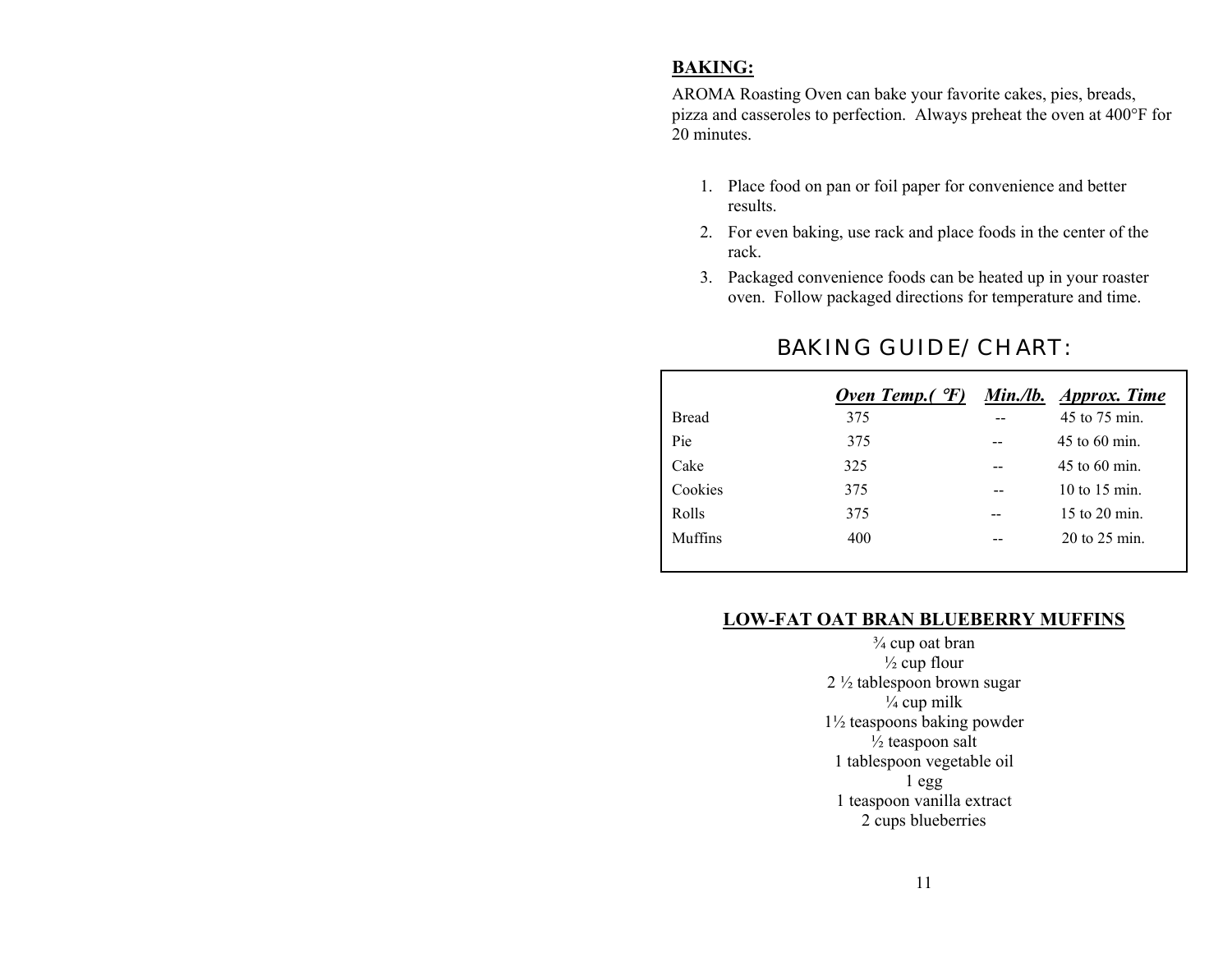## BAKING:

AROMA Roasting Oven can bake your favorite cakes, pies, breads, pizza and casseroles to perfection. Always preheat the oven at 400°F for 20 minutes.

1. Place food on pan or foil paper for convenience and better results.
2. For even baking, use rack and place foods in the center of the rack.
3. Packaged convenience foods can be heated up in your roaster oven. Follow packaged directions for temperature and time.

## BAKING GUIDE/CHART:

| | ***Oven Temp.(°F)*** | ***Min./lb.*** | ***Approx. Time*** |
|---|---|---|---|
| Bread | 375 | -- | 45 to 75 min. |
| Pie | 375 | -- | 45 to 60 min. |
| Cake | 325 | -- | 45 to 60 min. |
| Cookies | 375 | -- | 10 to 15 min. |
| Rolls | 375 | -- | 15 to 20 min. |
| Muffins | 400 | -- | 20 to 25 min. |

### LOW-FAT OAT BRAN BLUEBERRY MUFFINS

¾ cup oat bran
½ cup flour
2 ½ tablespoon brown sugar
¼ cup milk
1½ teaspoons baking powder
½ teaspoon salt
1 tablespoon vegetable oil
1 egg
1 teaspoon vanilla extract
2 cups blueberries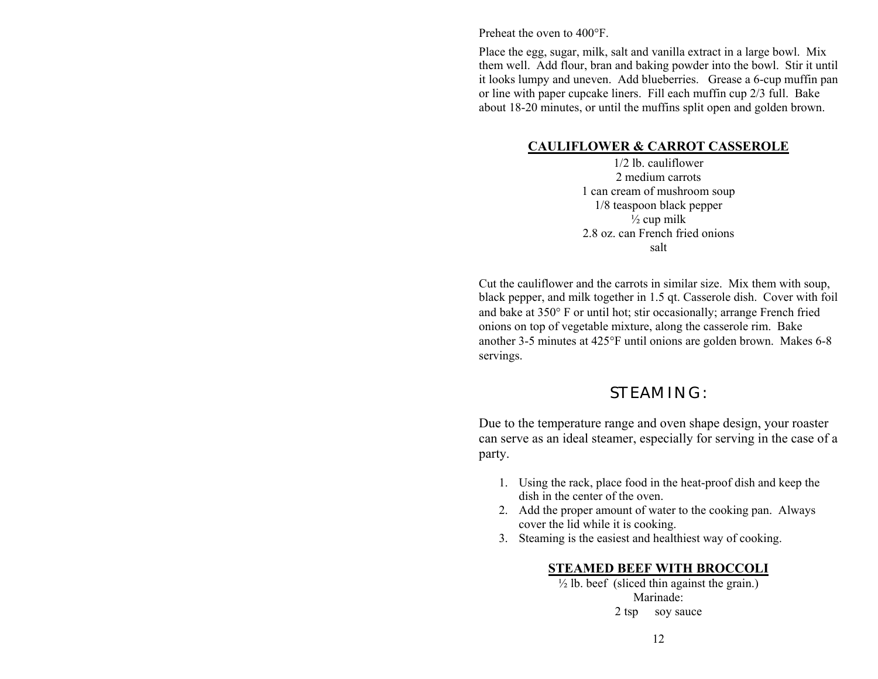Preheat the oven to 400°F.

Place the egg, sugar, milk, salt and vanilla extract in a large bowl. Mix them well. Add flour, bran and baking powder into the bowl. Stir it until it looks lumpy and uneven. Add blueberries. Grease a 6-cup muffin pan or line with paper cupcake liners. Fill each muffin cup 2/3 full. Bake about 18-20 minutes, or until the muffins split open and golden brown.

## CAULIFLOWER & CARROT CASSEROLE

1/2 lb. cauliflower
2 medium carrots
1 can cream of mushroom soup
1/8 teaspoon black pepper
½ cup milk
2.8 oz. can French fried onions
salt

Cut the cauliflower and the carrots in similar size. Mix them with soup, black pepper, and milk together in 1.5 qt. Casserole dish. Cover with foil and bake at 350° F or until hot; stir occasionally; arrange French fried onions on top of vegetable mixture, along the casserole rim. Bake another 3-5 minutes at 425°F until onions are golden brown. Makes 6-8 servings.

# STEAMING:

Due to the temperature range and oven shape design, your roaster can serve as an ideal steamer, especially for serving in the case of a party.

1. Using the rack, place food in the heat-proof dish and keep the dish in the center of the oven.
2. Add the proper amount of water to the cooking pan. Always cover the lid while it is cooking.
3. Steaming is the easiest and healthiest way of cooking.

## STEAMED BEEF WITH BROCCOLI

½ lb. beef (sliced thin against the grain.)
Marinade:
2 tsp soy sauce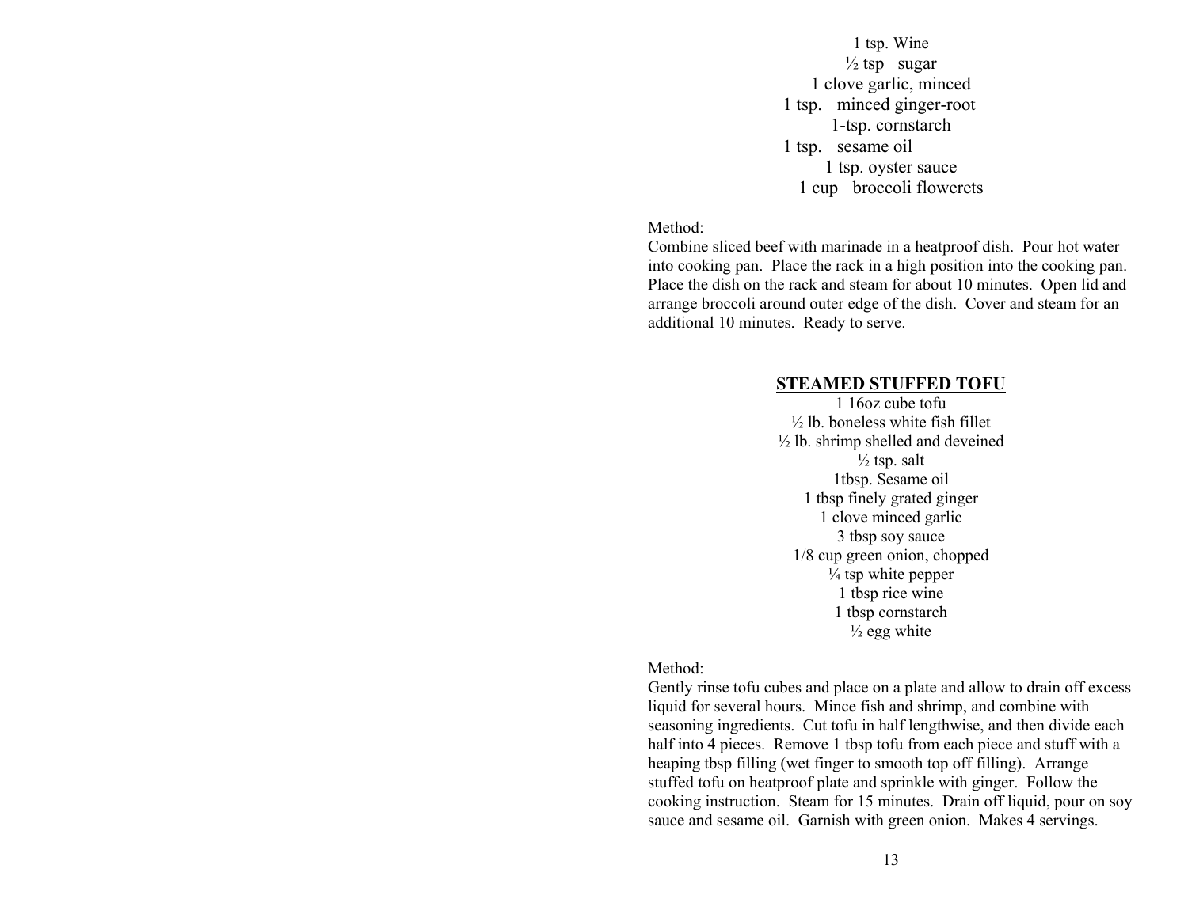1 tsp. Wine
½ tsp sugar
1 clove garlic, minced
1 tsp. minced ginger-root
1-tsp. cornstarch
1 tsp. sesame oil
1 tsp. oyster sauce
1 cup broccoli flowerets

Method:
Combine sliced beef with marinade in a heatproof dish. Pour hot water into cooking pan. Place the rack in a high position into the cooking pan. Place the dish on the rack and steam for about 10 minutes. Open lid and arrange broccoli around outer edge of the dish. Cover and steam for an additional 10 minutes. Ready to serve.

## STEAMED STUFFED TOFU

1 16oz cube tofu
½ lb. boneless white fish fillet
½ lb. shrimp shelled and deveined
½ tsp. salt
1tbsp. Sesame oil
1 tbsp finely grated ginger
1 clove minced garlic
3 tbsp soy sauce
1/8 cup green onion, chopped
¼ tsp white pepper
1 tbsp rice wine
1 tbsp cornstarch
½ egg white

Method:
Gently rinse tofu cubes and place on a plate and allow to drain off excess liquid for several hours. Mince fish and shrimp, and combine with seasoning ingredients. Cut tofu in half lengthwise, and then divide each half into 4 pieces. Remove 1 tbsp tofu from each piece and stuff with a heaping tbsp filling (wet finger to smooth top off filling). Arrange stuffed tofu on heatproof plate and sprinkle with ginger. Follow the cooking instruction. Steam for 15 minutes. Drain off liquid, pour on soy sauce and sesame oil. Garnish with green onion. Makes 4 servings.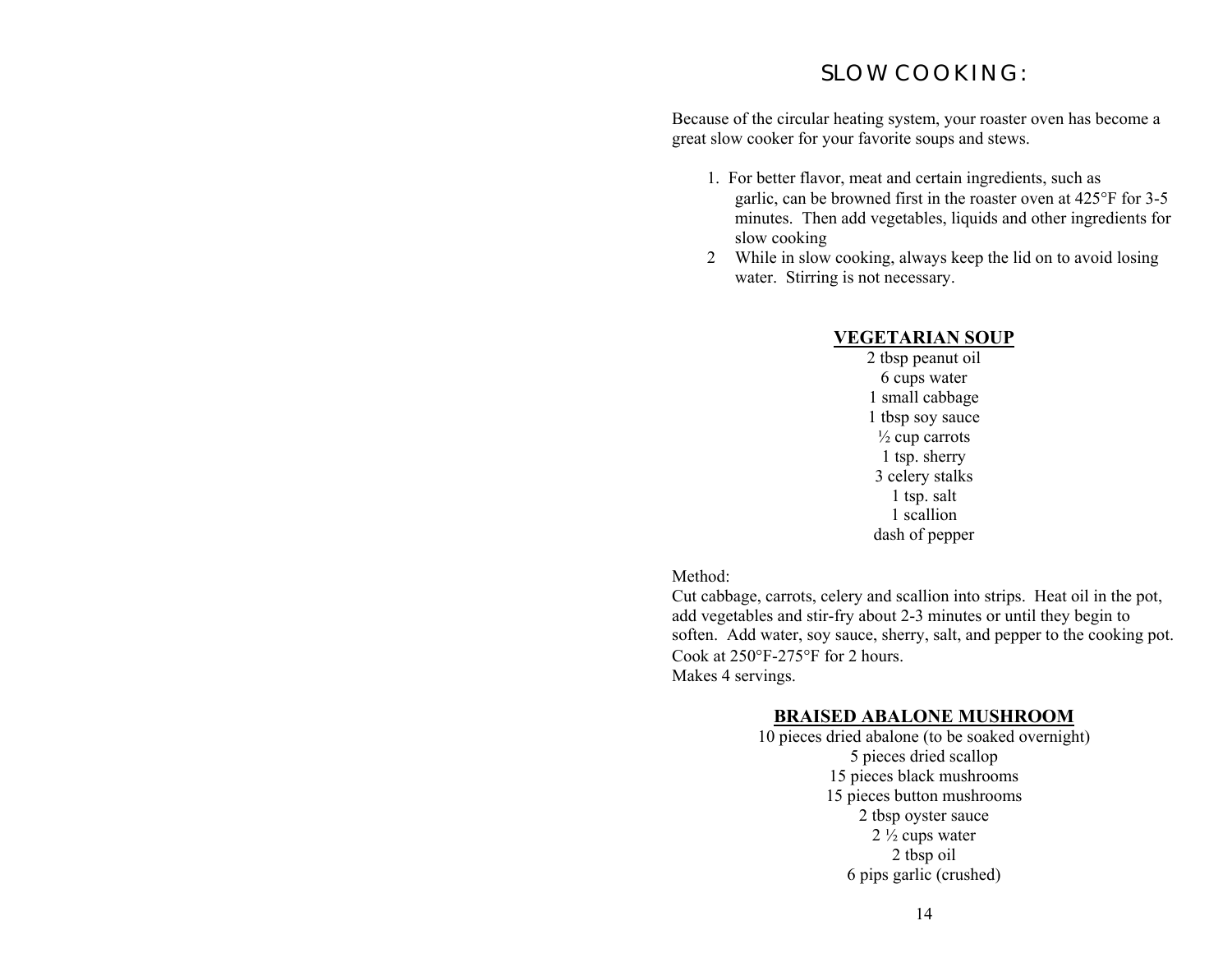# SLOW COOKING:

Because of the circular heating system, your roaster oven has become a great slow cooker for your favorite soups and stews.

1. For better flavor, meat and certain ingredients, such as garlic, can be browned first in the roaster oven at 425°F for 3-5 minutes. Then add vegetables, liquids and other ingredients for slow cooking
2. While in slow cooking, always keep the lid on to avoid losing water. Stirring is not necessary.

## VEGETARIAN SOUP

2 tbsp peanut oil
6 cups water
1 small cabbage
1 tbsp soy sauce
½ cup carrots
1 tsp. sherry
3 celery stalks
1 tsp. salt
1 scallion
dash of pepper

Method:
Cut cabbage, carrots, celery and scallion into strips. Heat oil in the pot, add vegetables and stir-fry about 2-3 minutes or until they begin to soften. Add water, soy sauce, sherry, salt, and pepper to the cooking pot. Cook at 250°F-275°F for 2 hours.
Makes 4 servings.

## BRAISED ABALONE MUSHROOM

10 pieces dried abalone (to be soaked overnight)
5 pieces dried scallop
15 pieces black mushrooms
15 pieces button mushrooms
2 tbsp oyster sauce
2 ½ cups water
2 tbsp oil
6 pips garlic (crushed)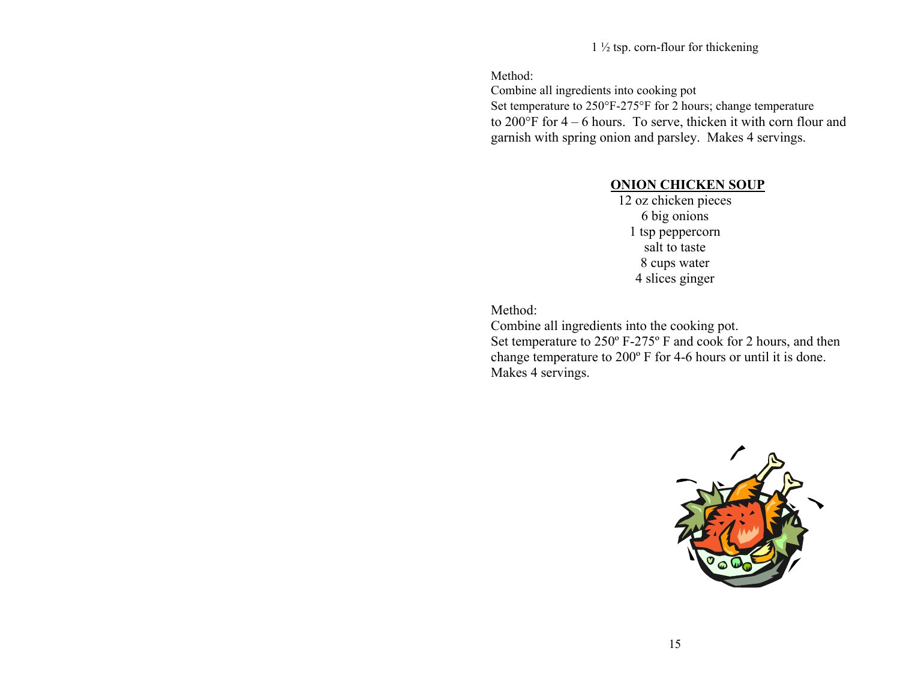1 ½ tsp. corn-flour for thickening

Method:
Combine all ingredients into cooking pot
Set temperature to 250°F-275°F for 2 hours; change temperature to 200°F for 4 – 6 hours. To serve, thicken it with corn flour and garnish with spring onion and parsley. Makes 4 servings.

## ONION CHICKEN SOUP

12 oz chicken pieces
6 big onions
1 tsp peppercorn
salt to taste
8 cups water
4 slices ginger

Method:
Combine all ingredients into the cooking pot.
Set temperature to 250º F-275º F and cook for 2 hours, and then change temperature to 200º F for 4-6 hours or until it is done. Makes 4 servings.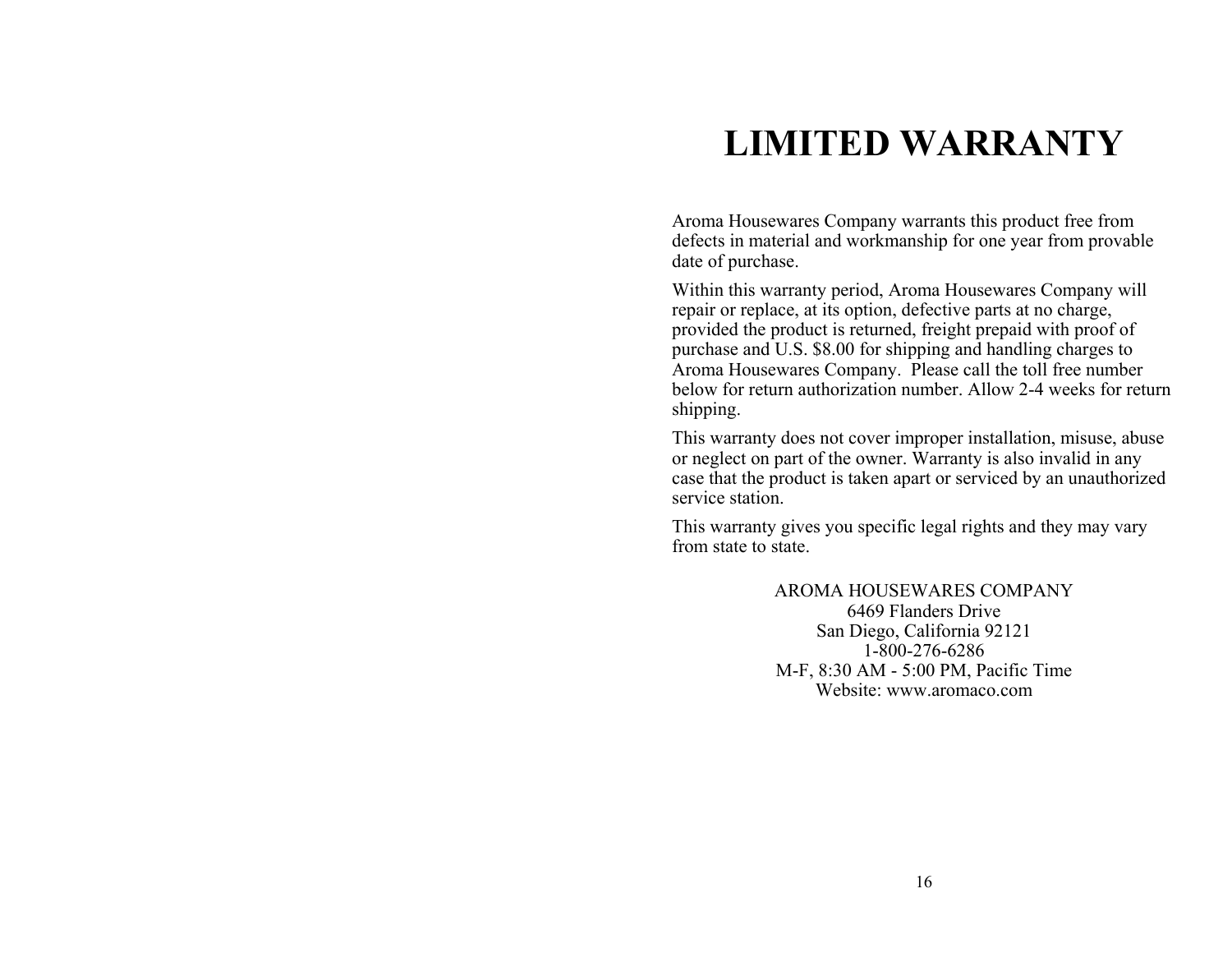# LIMITED WARRANTY

Aroma Housewares Company warrants this product free from defects in material and workmanship for one year from provable date of purchase.

Within this warranty period, Aroma Housewares Company will repair or replace, at its option, defective parts at no charge, provided the product is returned, freight prepaid with proof of purchase and U.S. $8.00 for shipping and handling charges to Aroma Housewares Company. Please call the toll free number below for return authorization number. Allow 2-4 weeks for return shipping.

This warranty does not cover improper installation, misuse, abuse or neglect on part of the owner. Warranty is also invalid in any case that the product is taken apart or serviced by an unauthorized service station.

This warranty gives you specific legal rights and they may vary from state to state.

AROMA HOUSEWARES COMPANY
6469 Flanders Drive
San Diego, California 92121
1-800-276-6286
M-F, 8:30 AM - 5:00 PM, Pacific Time
Website: www.aromaco.com